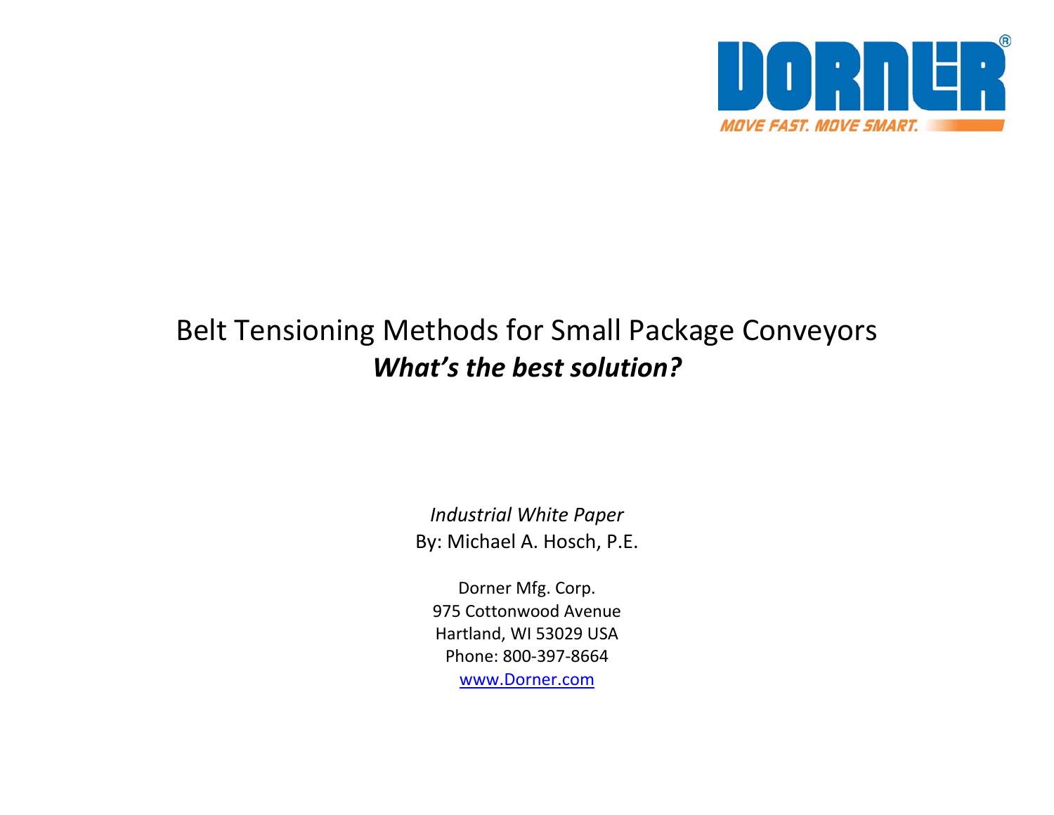# Belt Tensioning Methods for Small Package Conveyors

## *What's the best solution?*

*Industrial White Paper*

By: Michael A. Hosch, P.E.

Dorner Mfg. Corp.
975 Cottonwood Avenue
Hartland, WI 53029 USA
Phone: 800-397-8664
[www.Dorner.com](http://www.Dorner.com)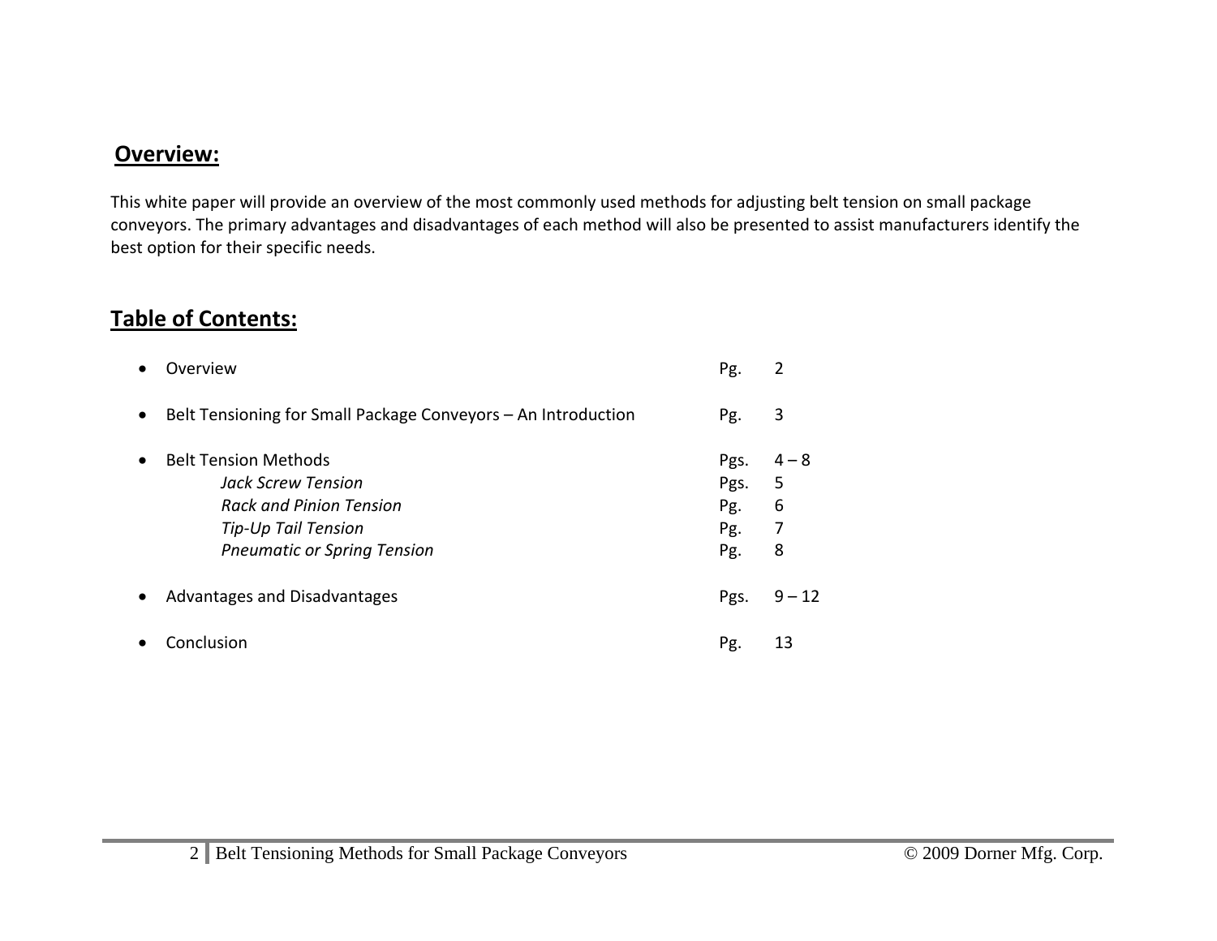## Overview:

This white paper will provide an overview of the most commonly used methods for adjusting belt tension on small package conveyors. The primary advantages and disadvantages of each method will also be presented to assist manufacturers identify the best option for their specific needs.

## Table of Contents:

- Overview — Pg. 2
- Belt Tensioning for Small Package Conveyors – An Introduction — Pg. 3
- Belt Tension Methods — Pgs. 4 – 8
  - *Jack Screw Tension* — Pgs. 5
  - *Rack and Pinion Tension* — Pg. 6
  - *Tip-Up Tail Tension* — Pg. 7
  - *Pneumatic or Spring Tension* — Pg. 8
- Advantages and Disadvantages — Pgs. 9 – 12
- Conclusion — Pg. 13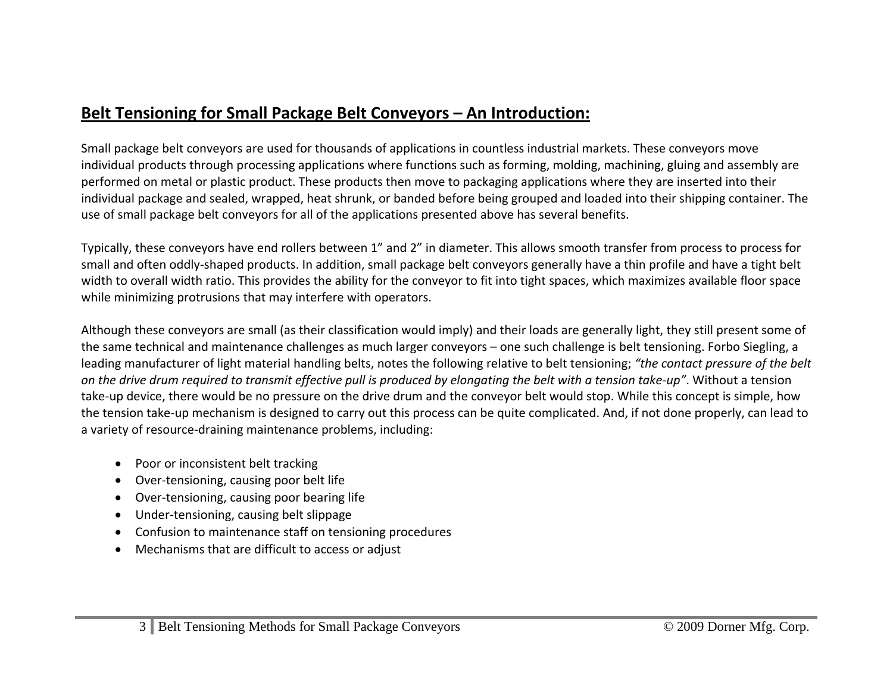## **Belt Tensioning for Small Package Belt Conveyors – An Introduction:**

Small package belt conveyors are used for thousands of applications in countless industrial markets. These conveyors move individual products through processing applications where functions such as forming, molding, machining, gluing and assembly are performed on metal or plastic product. These products then move to packaging applications where they are inserted into their individual package and sealed, wrapped, heat shrunk, or banded before being grouped and loaded into their shipping container. The use of small package belt conveyors for all of the applications presented above has several benefits.

Typically, these conveyors have end rollers between 1" and 2" in diameter. This allows smooth transfer from process to process for small and often oddly-shaped products. In addition, small package belt conveyors generally have a thin profile and have a tight belt width to overall width ratio. This provides the ability for the conveyor to fit into tight spaces, which maximizes available floor space while minimizing protrusions that may interfere with operators.

Although these conveyors are small (as their classification would imply) and their loads are generally light, they still present some of the same technical and maintenance challenges as much larger conveyors – one such challenge is belt tensioning. Forbo Siegling, a leading manufacturer of light material handling belts, notes the following relative to belt tensioning; *"the contact pressure of the belt on the drive drum required to transmit effective pull is produced by elongating the belt with a tension take-up"*. Without a tension take-up device, there would be no pressure on the drive drum and the conveyor belt would stop. While this concept is simple, how the tension take-up mechanism is designed to carry out this process can be quite complicated. And, if not done properly, can lead to a variety of resource-draining maintenance problems, including:

- Poor or inconsistent belt tracking
- Over-tensioning, causing poor belt life
- Over-tensioning, causing poor bearing life
- Under-tensioning, causing belt slippage
- Confusion to maintenance staff on tensioning procedures
- Mechanisms that are difficult to access or adjust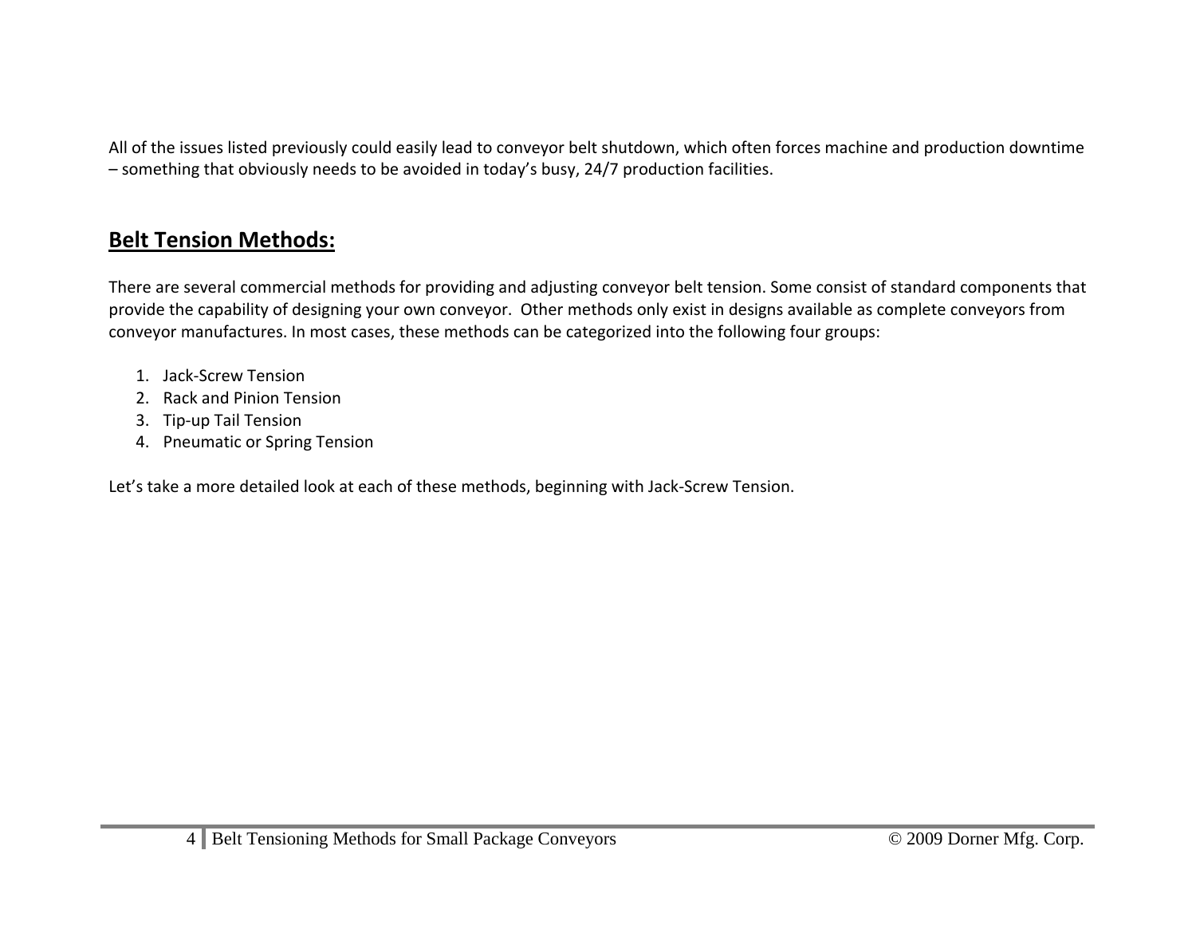All of the issues listed previously could easily lead to conveyor belt shutdown, which often forces machine and production downtime – something that obviously needs to be avoided in today's busy, 24/7 production facilities.

## Belt Tension Methods:

There are several commercial methods for providing and adjusting conveyor belt tension. Some consist of standard components that provide the capability of designing your own conveyor. Other methods only exist in designs available as complete conveyors from conveyor manufactures. In most cases, these methods can be categorized into the following four groups:

1. Jack-Screw Tension
2. Rack and Pinion Tension
3. Tip-up Tail Tension
4. Pneumatic or Spring Tension

Let's take a more detailed look at each of these methods, beginning with Jack-Screw Tension.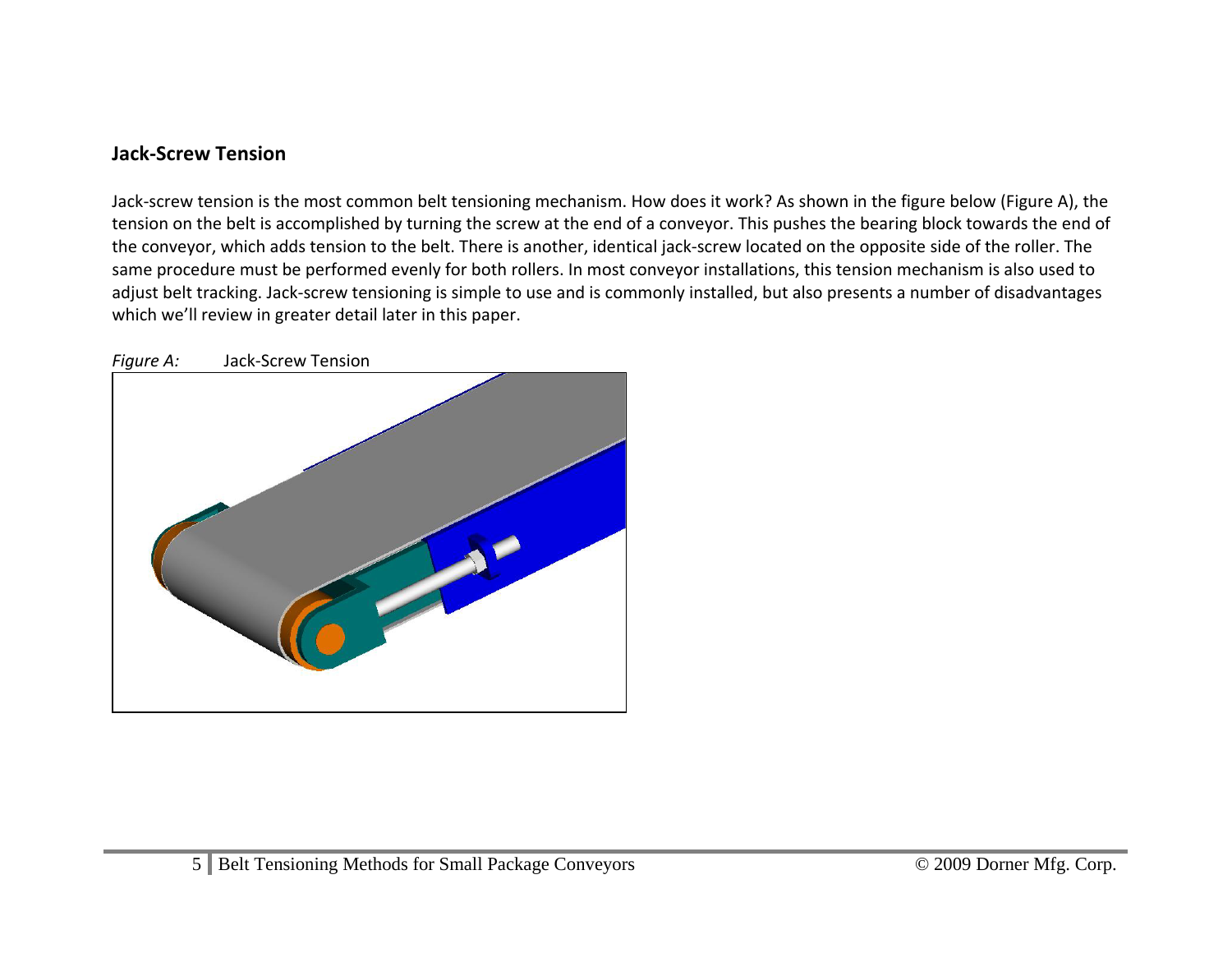### Jack-Screw Tension

Jack-screw tension is the most common belt tensioning mechanism. How does it work? As shown in the figure below (Figure A), the tension on the belt is accomplished by turning the screw at the end of a conveyor. This pushes the bearing block towards the end of the conveyor, which adds tension to the belt. There is another, identical jack-screw located on the opposite side of the roller. The same procedure must be performed evenly for both rollers. In most conveyor installations, this tension mechanism is also used to adjust belt tracking. Jack-screw tensioning is simple to use and is commonly installed, but also presents a number of disadvantages which we'll review in greater detail later in this paper.

*Figure A:* Jack-Screw Tension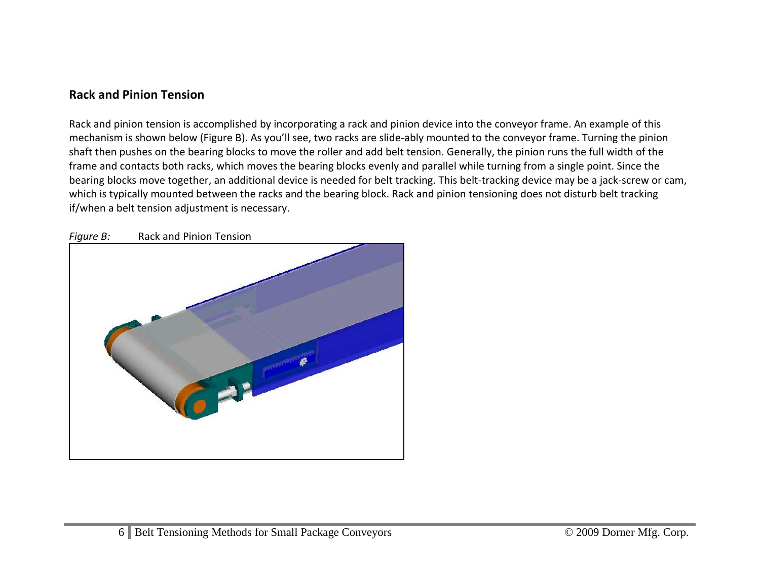## Rack and Pinion Tension

Rack and pinion tension is accomplished by incorporating a rack and pinion device into the conveyor frame. An example of this mechanism is shown below (Figure B). As you'll see, two racks are slide-ably mounted to the conveyor frame. Turning the pinion shaft then pushes on the bearing blocks to move the roller and add belt tension. Generally, the pinion runs the full width of the frame and contacts both racks, which moves the bearing blocks evenly and parallel while turning from a single point. Since the bearing blocks move together, an additional device is needed for belt tracking. This belt-tracking device may be a jack-screw or cam, which is typically mounted between the racks and the bearing block. Rack and pinion tensioning does not disturb belt tracking if/when a belt tension adjustment is necessary.

*Figure B:* Rack and Pinion Tension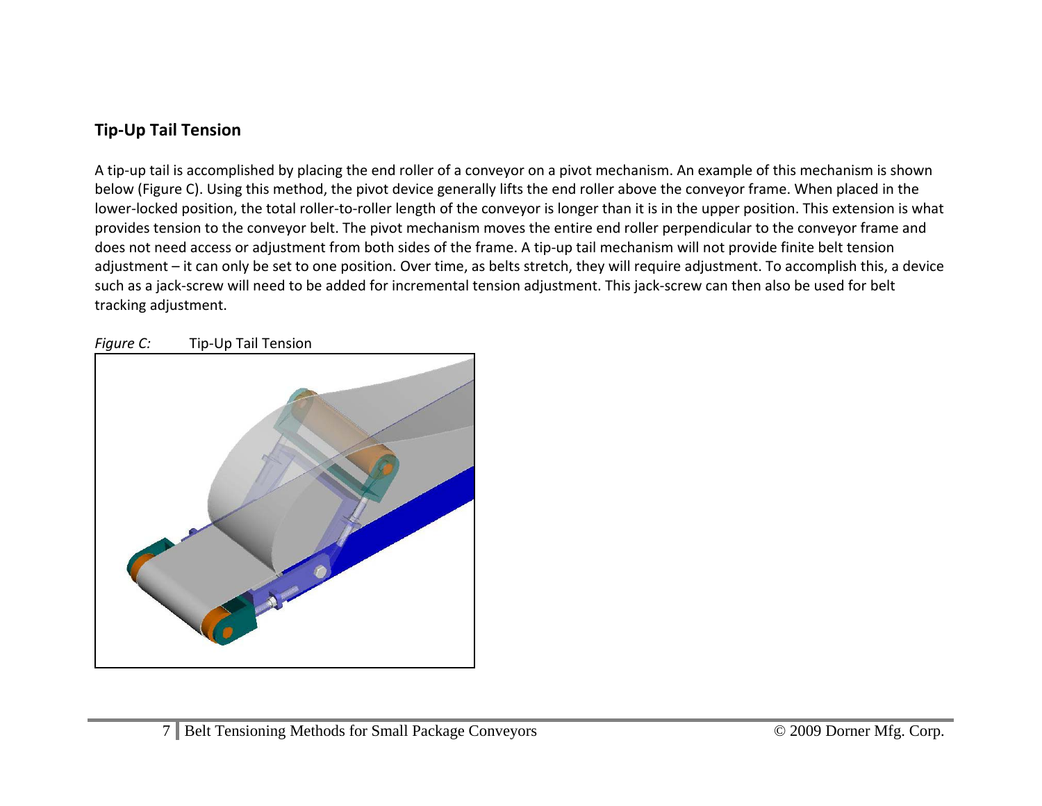## Tip-Up Tail Tension

A tip-up tail is accomplished by placing the end roller of a conveyor on a pivot mechanism. An example of this mechanism is shown below (Figure C). Using this method, the pivot device generally lifts the end roller above the conveyor frame. When placed in the lower-locked position, the total roller-to-roller length of the conveyor is longer than it is in the upper position. This extension is what provides tension to the conveyor belt. The pivot mechanism moves the entire end roller perpendicular to the conveyor frame and does not need access or adjustment from both sides of the frame. A tip-up tail mechanism will not provide finite belt tension adjustment – it can only be set to one position. Over time, as belts stretch, they will require adjustment. To accomplish this, a device such as a jack-screw will need to be added for incremental tension adjustment. This jack-screw can then also be used for belt tracking adjustment.

*Figure C:* Tip-Up Tail Tension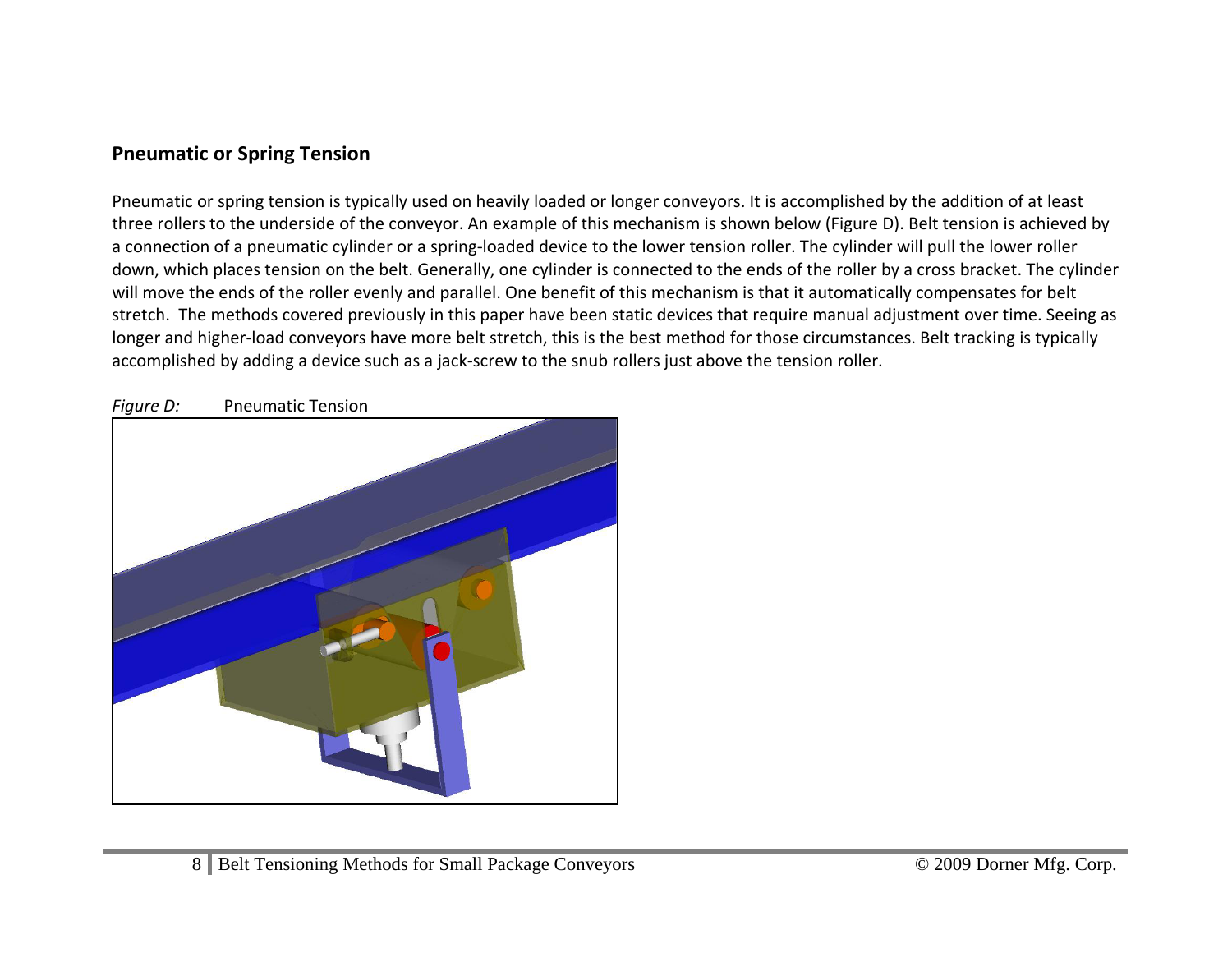## Pneumatic or Spring Tension

Pneumatic or spring tension is typically used on heavily loaded or longer conveyors. It is accomplished by the addition of at least three rollers to the underside of the conveyor. An example of this mechanism is shown below (Figure D). Belt tension is achieved by a connection of a pneumatic cylinder or a spring-loaded device to the lower tension roller. The cylinder will pull the lower roller down, which places tension on the belt. Generally, one cylinder is connected to the ends of the roller by a cross bracket. The cylinder will move the ends of the roller evenly and parallel. One benefit of this mechanism is that it automatically compensates for belt stretch. The methods covered previously in this paper have been static devices that require manual adjustment over time. Seeing as longer and higher-load conveyors have more belt stretch, this is the best method for those circumstances. Belt tracking is typically accomplished by adding a device such as a jack-screw to the snub rollers just above the tension roller.

*Figure D:* Pneumatic Tension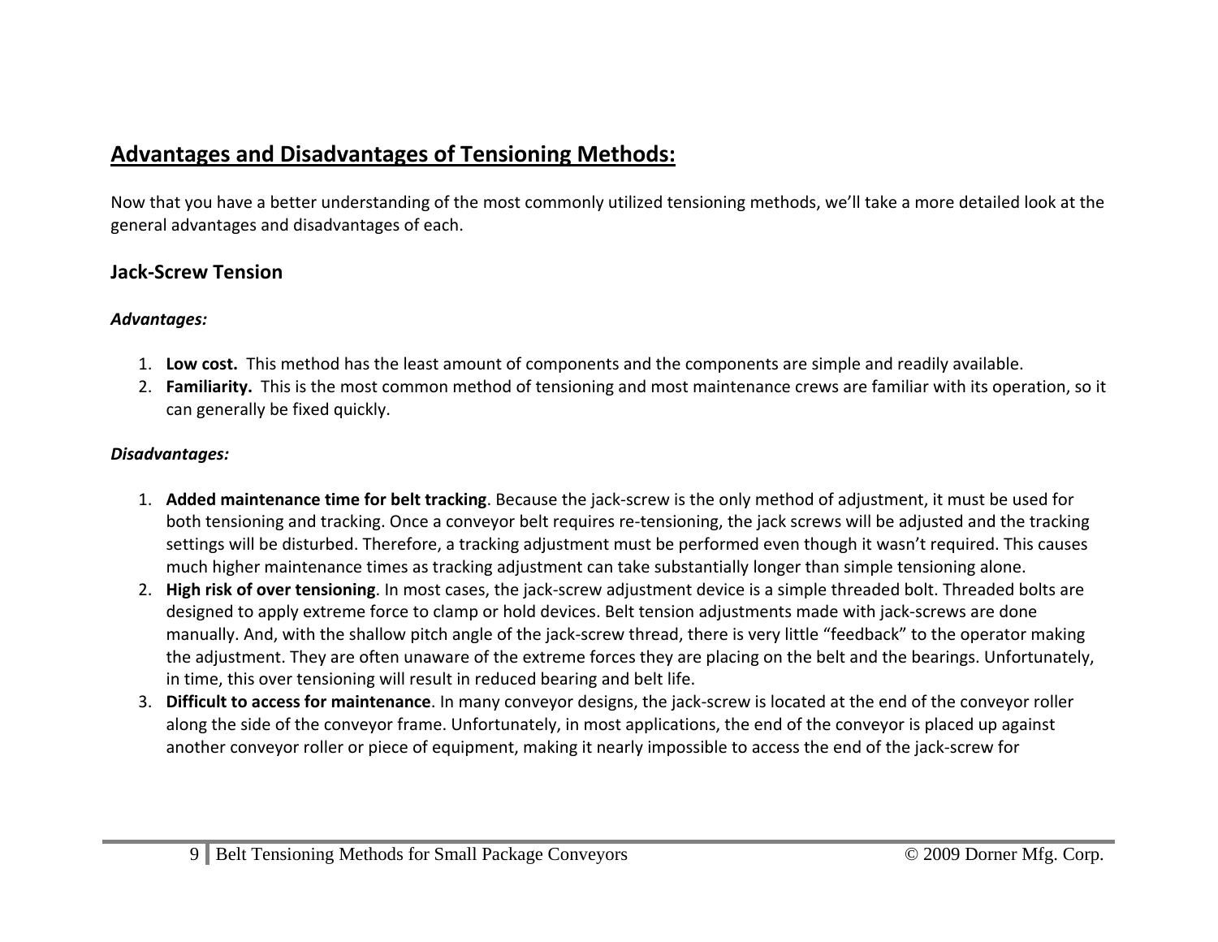## Advantages and Disadvantages of Tensioning Methods:

Now that you have a better understanding of the most commonly utilized tensioning methods, we'll take a more detailed look at the general advantages and disadvantages of each.

### Jack-Screw Tension

***Advantages:***

1. **Low cost.** This method has the least amount of components and the components are simple and readily available.
2. **Familiarity.** This is the most common method of tensioning and most maintenance crews are familiar with its operation, so it can generally be fixed quickly.

***Disadvantages:***

1. **Added maintenance time for belt tracking**. Because the jack-screw is the only method of adjustment, it must be used for both tensioning and tracking. Once a conveyor belt requires re-tensioning, the jack screws will be adjusted and the tracking settings will be disturbed. Therefore, a tracking adjustment must be performed even though it wasn't required. This causes much higher maintenance times as tracking adjustment can take substantially longer than simple tensioning alone.
2. **High risk of over tensioning**. In most cases, the jack-screw adjustment device is a simple threaded bolt. Threaded bolts are designed to apply extreme force to clamp or hold devices. Belt tension adjustments made with jack-screws are done manually. And, with the shallow pitch angle of the jack-screw thread, there is very little "feedback" to the operator making the adjustment. They are often unaware of the extreme forces they are placing on the belt and the bearings. Unfortunately, in time, this over tensioning will result in reduced bearing and belt life.
3. **Difficult to access for maintenance**. In many conveyor designs, the jack-screw is located at the end of the conveyor roller along the side of the conveyor frame. Unfortunately, in most applications, the end of the conveyor is placed up against another conveyor roller or piece of equipment, making it nearly impossible to access the end of the jack-screw for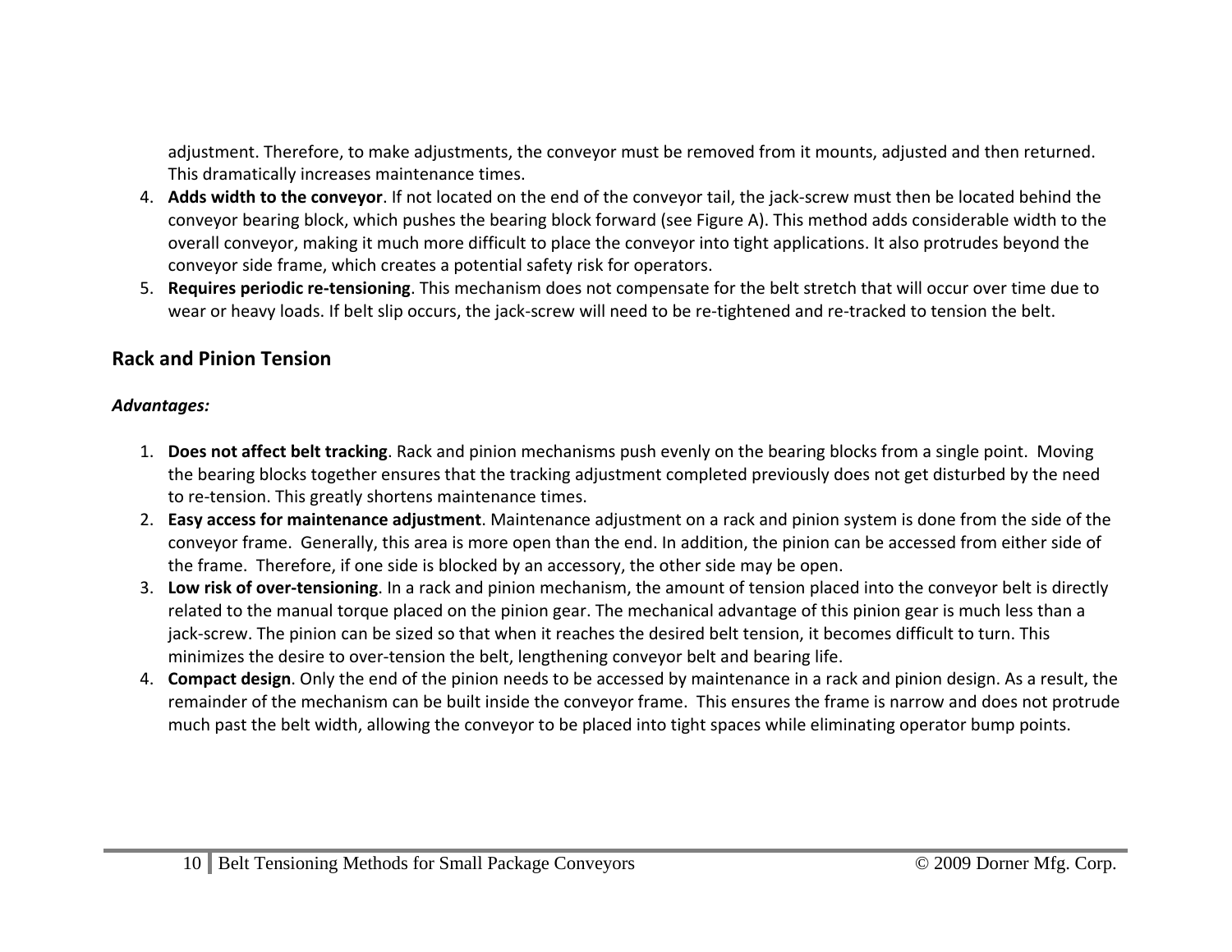adjustment. Therefore, to make adjustments, the conveyor must be removed from it mounts, adjusted and then returned. This dramatically increases maintenance times.

4. **Adds width to the conveyor**. If not located on the end of the conveyor tail, the jack-screw must then be located behind the conveyor bearing block, which pushes the bearing block forward (see Figure A). This method adds considerable width to the overall conveyor, making it much more difficult to place the conveyor into tight applications. It also protrudes beyond the conveyor side frame, which creates a potential safety risk for operators.
5. **Requires periodic re-tensioning**. This mechanism does not compensate for the belt stretch that will occur over time due to wear or heavy loads. If belt slip occurs, the jack-screw will need to be re-tightened and re-tracked to tension the belt.

## Rack and Pinion Tension

***Advantages:***

1. **Does not affect belt tracking**. Rack and pinion mechanisms push evenly on the bearing blocks from a single point. Moving the bearing blocks together ensures that the tracking adjustment completed previously does not get disturbed by the need to re-tension. This greatly shortens maintenance times.
2. **Easy access for maintenance adjustment**. Maintenance adjustment on a rack and pinion system is done from the side of the conveyor frame. Generally, this area is more open than the end. In addition, the pinion can be accessed from either side of the frame. Therefore, if one side is blocked by an accessory, the other side may be open.
3. **Low risk of over-tensioning**. In a rack and pinion mechanism, the amount of tension placed into the conveyor belt is directly related to the manual torque placed on the pinion gear. The mechanical advantage of this pinion gear is much less than a jack-screw. The pinion can be sized so that when it reaches the desired belt tension, it becomes difficult to turn. This minimizes the desire to over-tension the belt, lengthening conveyor belt and bearing life.
4. **Compact design**. Only the end of the pinion needs to be accessed by maintenance in a rack and pinion design. As a result, the remainder of the mechanism can be built inside the conveyor frame. This ensures the frame is narrow and does not protrude much past the belt width, allowing the conveyor to be placed into tight spaces while eliminating operator bump points.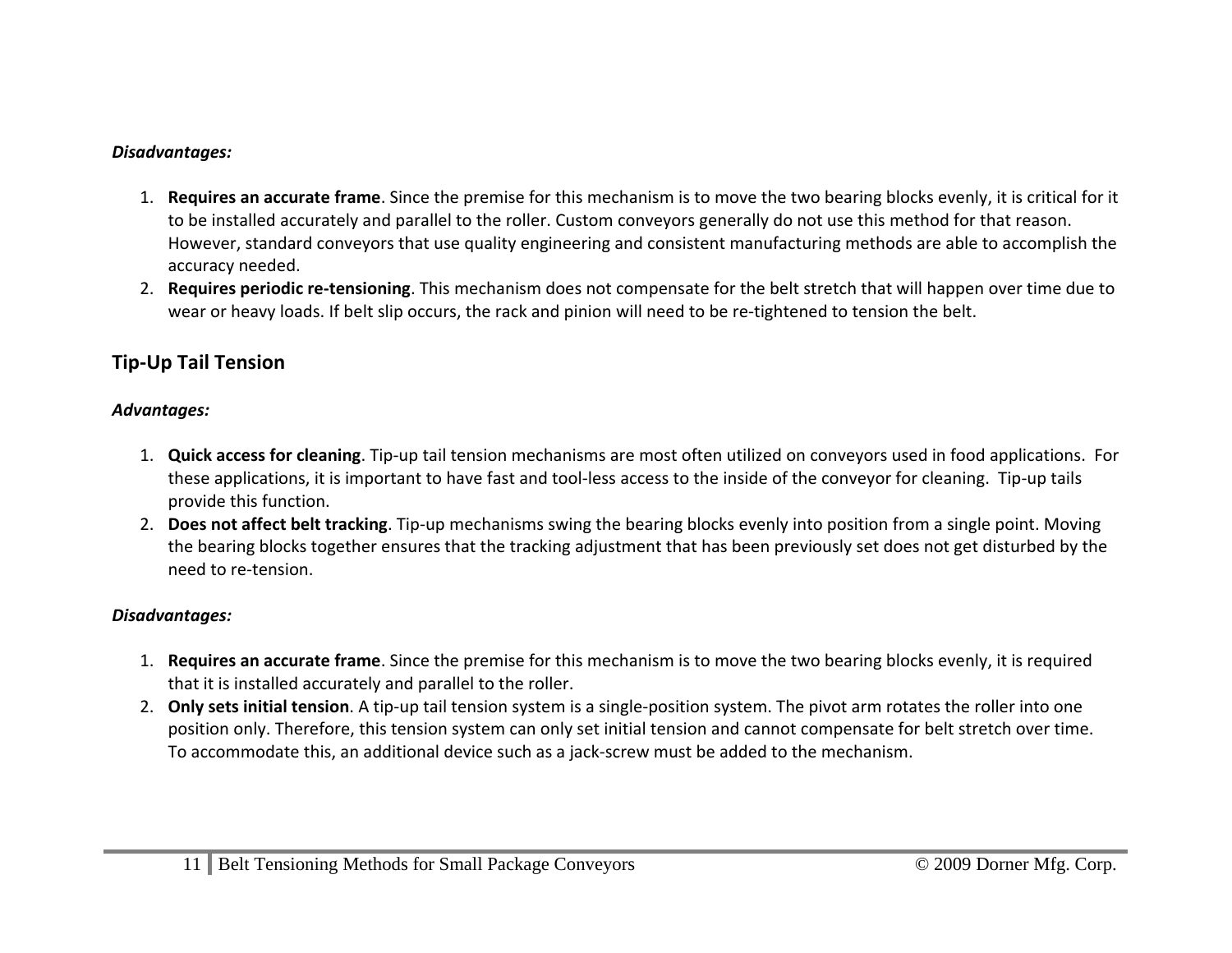***Disadvantages:***

1. **Requires an accurate frame**. Since the premise for this mechanism is to move the two bearing blocks evenly, it is critical for it to be installed accurately and parallel to the roller. Custom conveyors generally do not use this method for that reason. However, standard conveyors that use quality engineering and consistent manufacturing methods are able to accomplish the accuracy needed.
2. **Requires periodic re-tensioning**. This mechanism does not compensate for the belt stretch that will happen over time due to wear or heavy loads. If belt slip occurs, the rack and pinion will need to be re-tightened to tension the belt.

## Tip-Up Tail Tension

***Advantages:***

1. **Quick access for cleaning**. Tip-up tail tension mechanisms are most often utilized on conveyors used in food applications. For these applications, it is important to have fast and tool-less access to the inside of the conveyor for cleaning. Tip-up tails provide this function.
2. **Does not affect belt tracking**. Tip-up mechanisms swing the bearing blocks evenly into position from a single point. Moving the bearing blocks together ensures that the tracking adjustment that has been previously set does not get disturbed by the need to re-tension.

***Disadvantages:***

1. **Requires an accurate frame**. Since the premise for this mechanism is to move the two bearing blocks evenly, it is required that it is installed accurately and parallel to the roller.
2. **Only sets initial tension**. A tip-up tail tension system is a single-position system. The pivot arm rotates the roller into one position only. Therefore, this tension system can only set initial tension and cannot compensate for belt stretch over time. To accommodate this, an additional device such as a jack-screw must be added to the mechanism.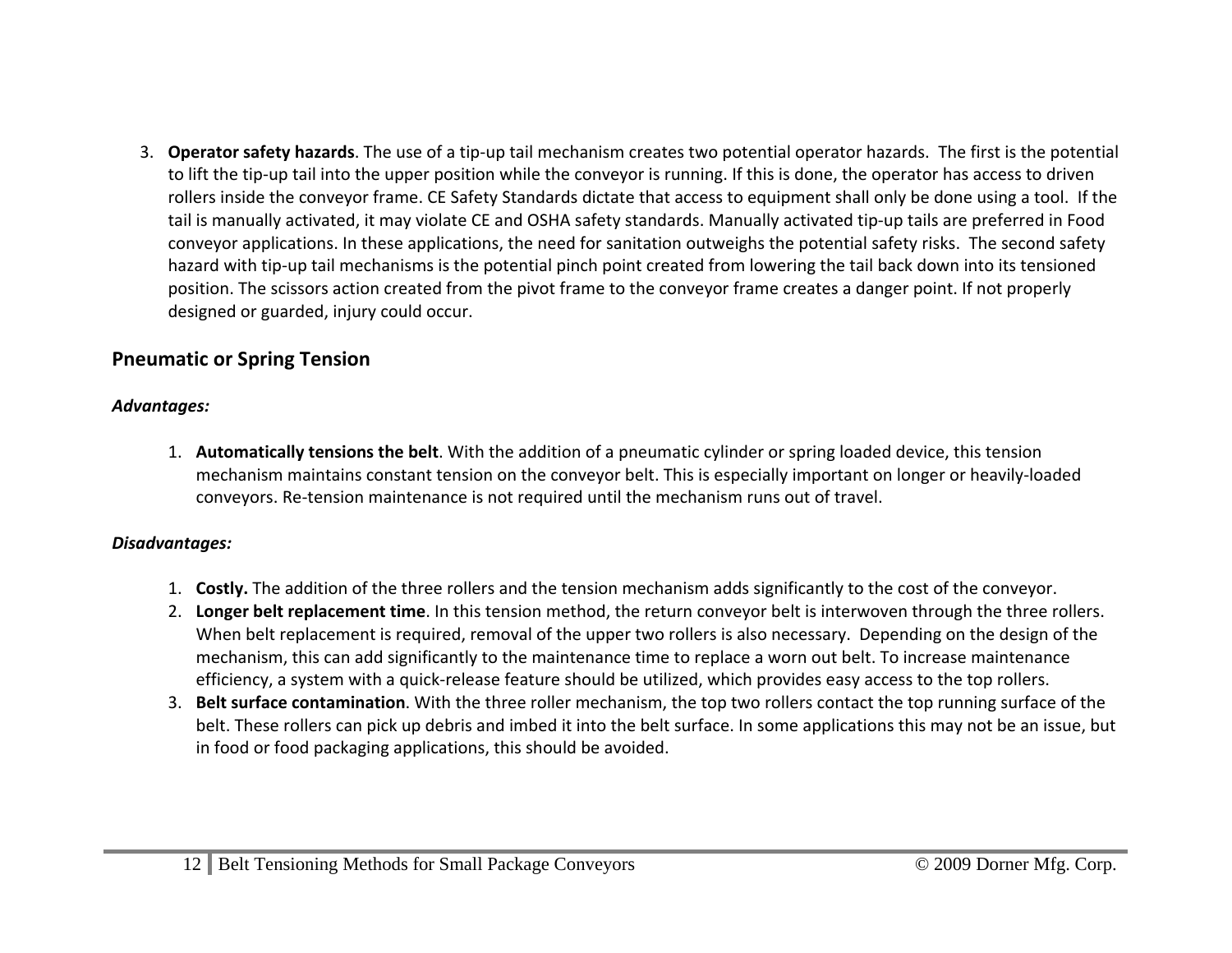3. **Operator safety hazards**. The use of a tip-up tail mechanism creates two potential operator hazards. The first is the potential to lift the tip-up tail into the upper position while the conveyor is running. If this is done, the operator has access to driven rollers inside the conveyor frame. CE Safety Standards dictate that access to equipment shall only be done using a tool. If the tail is manually activated, it may violate CE and OSHA safety standards. Manually activated tip-up tails are preferred in Food conveyor applications. In these applications, the need for sanitation outweighs the potential safety risks. The second safety hazard with tip-up tail mechanisms is the potential pinch point created from lowering the tail back down into its tensioned position. The scissors action created from the pivot frame to the conveyor frame creates a danger point. If not properly designed or guarded, injury could occur.

## Pneumatic or Spring Tension

***Advantages:***

1. **Automatically tensions the belt**. With the addition of a pneumatic cylinder or spring loaded device, this tension mechanism maintains constant tension on the conveyor belt. This is especially important on longer or heavily-loaded conveyors. Re-tension maintenance is not required until the mechanism runs out of travel.

***Disadvantages:***

1. **Costly.** The addition of the three rollers and the tension mechanism adds significantly to the cost of the conveyor.
2. **Longer belt replacement time**. In this tension method, the return conveyor belt is interwoven through the three rollers. When belt replacement is required, removal of the upper two rollers is also necessary. Depending on the design of the mechanism, this can add significantly to the maintenance time to replace a worn out belt. To increase maintenance efficiency, a system with a quick-release feature should be utilized, which provides easy access to the top rollers.
3. **Belt surface contamination**. With the three roller mechanism, the top two rollers contact the top running surface of the belt. These rollers can pick up debris and imbed it into the belt surface. In some applications this may not be an issue, but in food or food packaging applications, this should be avoided.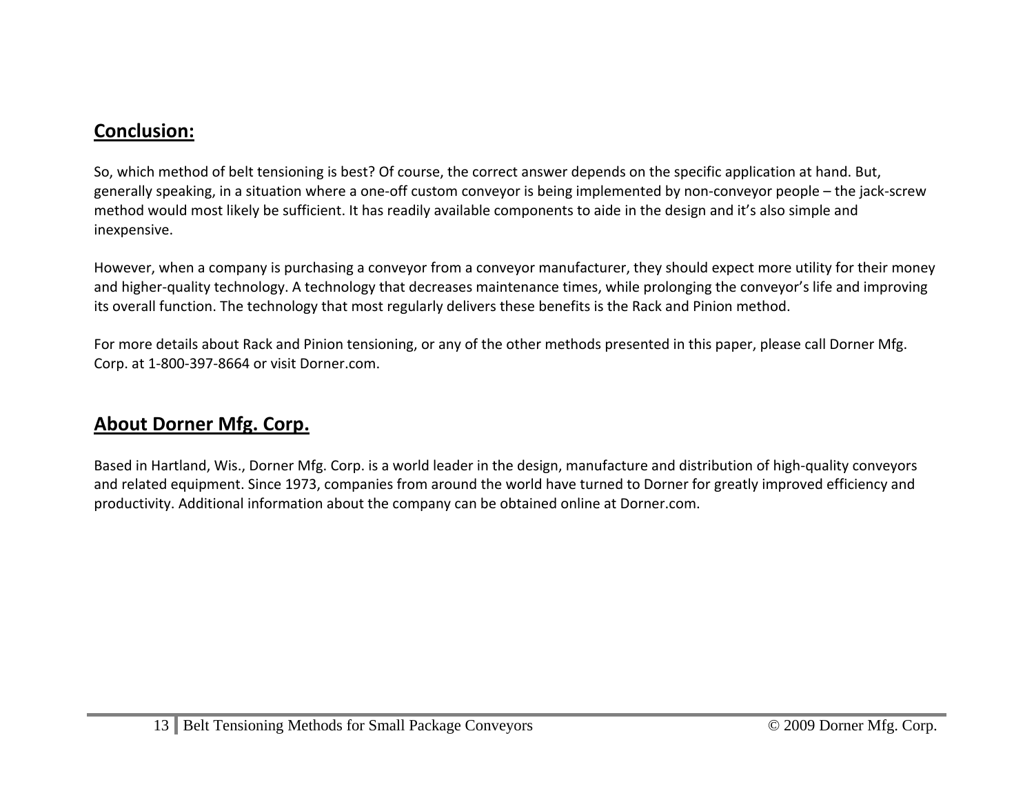## Conclusion:

So, which method of belt tensioning is best? Of course, the correct answer depends on the specific application at hand. But, generally speaking, in a situation where a one-off custom conveyor is being implemented by non-conveyor people – the jack-screw method would most likely be sufficient. It has readily available components to aide in the design and it's also simple and inexpensive.

However, when a company is purchasing a conveyor from a conveyor manufacturer, they should expect more utility for their money and higher-quality technology. A technology that decreases maintenance times, while prolonging the conveyor's life and improving its overall function. The technology that most regularly delivers these benefits is the Rack and Pinion method.

For more details about Rack and Pinion tensioning, or any of the other methods presented in this paper, please call Dorner Mfg. Corp. at 1-800-397-8664 or visit Dorner.com.

## About Dorner Mfg. Corp.

Based in Hartland, Wis., Dorner Mfg. Corp. is a world leader in the design, manufacture and distribution of high-quality conveyors and related equipment. Since 1973, companies from around the world have turned to Dorner for greatly improved efficiency and productivity. Additional information about the company can be obtained online at Dorner.com.